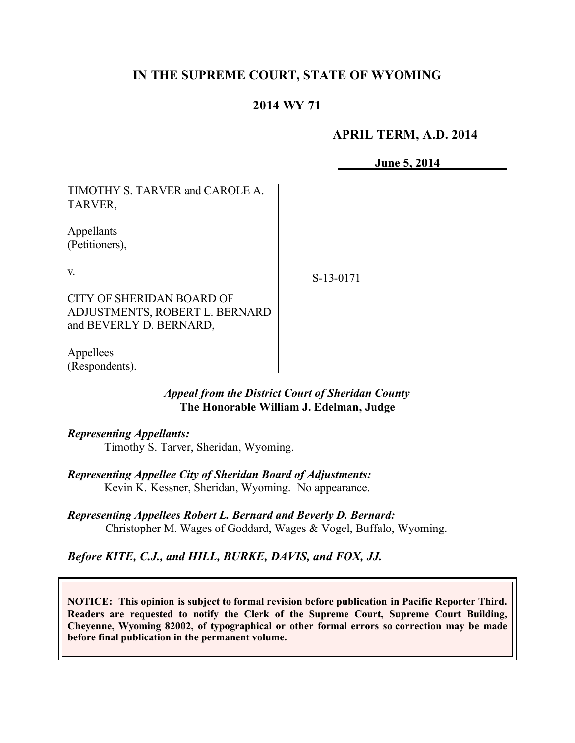# IN THE SUPREME COURT, STATE OF WYOMING

## 2014 WY 71

**APRIL TERM, A.D. 2014**

**June 5, 2014**

TIMOTHY S. TARVER and CAROLE A. TARVER,

Appellants
(Petitioners),

v.

CITY OF SHERIDAN BOARD OF ADJUSTMENTS, ROBERT L. BERNARD and BEVERLY D. BERNARD,

Appellees
(Respondents).

S-13-0171

*Appeal from the District Court of Sheridan County*
**The Honorable William J. Edelman, Judge**

***Representing Appellants:***
Timothy S. Tarver, Sheridan, Wyoming.

***Representing Appellee City of Sheridan Board of Adjustments:***
Kevin K. Kessner, Sheridan, Wyoming. No appearance.

***Representing Appellees Robert L. Bernard and Beverly D. Bernard:***
Christopher M. Wages of Goddard, Wages & Vogel, Buffalo, Wyoming.

***Before KITE, C.J., and HILL, BURKE, DAVIS, and FOX, JJ.***

**NOTICE: This opinion is subject to formal revision before publication in Pacific Reporter Third. Readers are requested to notify the Clerk of the Supreme Court, Supreme Court Building, Cheyenne, Wyoming 82002, of typographical or other formal errors so correction may be made before final publication in the permanent volume.**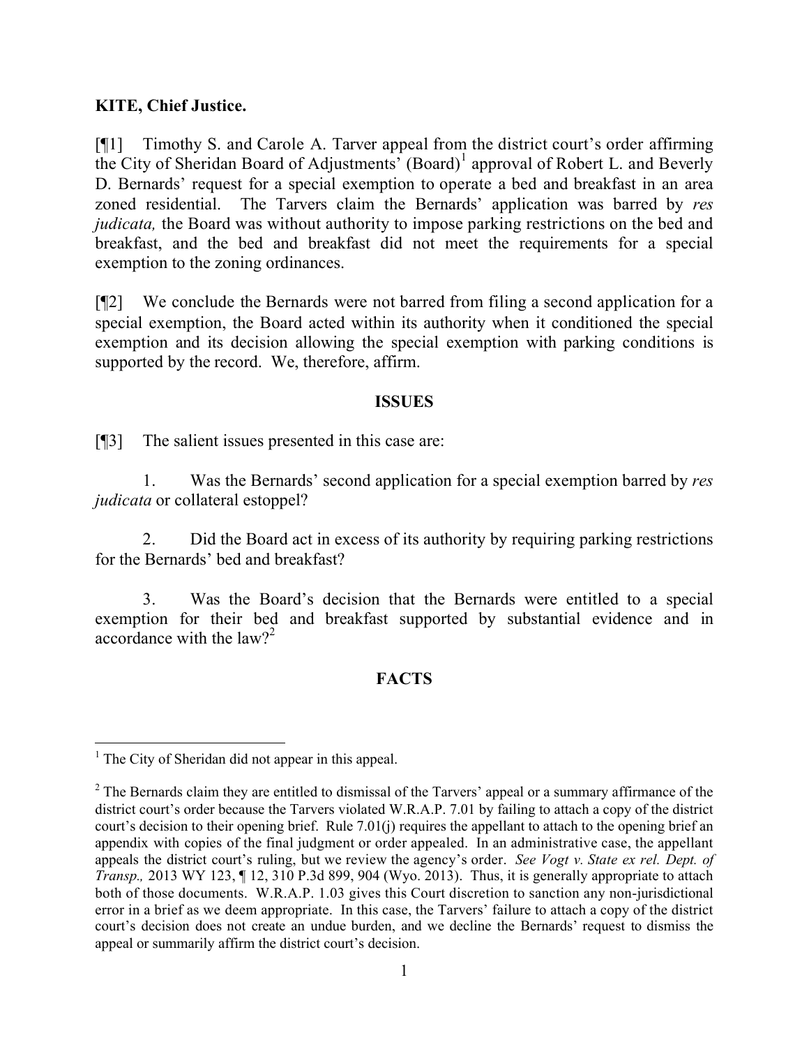**KITE, Chief Justice.**

[¶1] Timothy S. and Carole A. Tarver appeal from the district court's order affirming the City of Sheridan Board of Adjustments' (Board)[1] approval of Robert L. and Beverly D. Bernards' request for a special exemption to operate a bed and breakfast in an area zoned residential. The Tarvers claim the Bernards' application was barred by *res judicata,* the Board was without authority to impose parking restrictions on the bed and breakfast, and the bed and breakfast did not meet the requirements for a special exemption to the zoning ordinances.

[¶2] We conclude the Bernards were not barred from filing a second application for a special exemption, the Board acted within its authority when it conditioned the special exemption and its decision allowing the special exemption with parking conditions is supported by the record. We, therefore, affirm.

## ISSUES

[¶3] The salient issues presented in this case are:

1. Was the Bernards' second application for a special exemption barred by *res judicata* or collateral estoppel?

2. Did the Board act in excess of its authority by requiring parking restrictions for the Bernards' bed and breakfast?

3. Was the Board's decision that the Bernards were entitled to a special exemption for their bed and breakfast supported by substantial evidence and in accordance with the law?[2]

## FACTS

---

[1] The City of Sheridan did not appear in this appeal.

[2] The Bernards claim they are entitled to dismissal of the Tarvers' appeal or a summary affirmance of the district court's order because the Tarvers violated W.R.A.P. 7.01 by failing to attach a copy of the district court's decision to their opening brief. Rule 7.01(j) requires the appellant to attach to the opening brief an appendix with copies of the final judgment or order appealed. In an administrative case, the appellant appeals the district court's ruling, but we review the agency's order. *See Vogt v. State ex rel. Dept. of Transp.,* 2013 WY 123, ¶ 12, 310 P.3d 899, 904 (Wyo. 2013). Thus, it is generally appropriate to attach both of those documents. W.R.A.P. 1.03 gives this Court discretion to sanction any non-jurisdictional error in a brief as we deem appropriate. In this case, the Tarvers' failure to attach a copy of the district court's decision does not create an undue burden, and we decline the Bernards' request to dismiss the appeal or summarily affirm the district court's decision.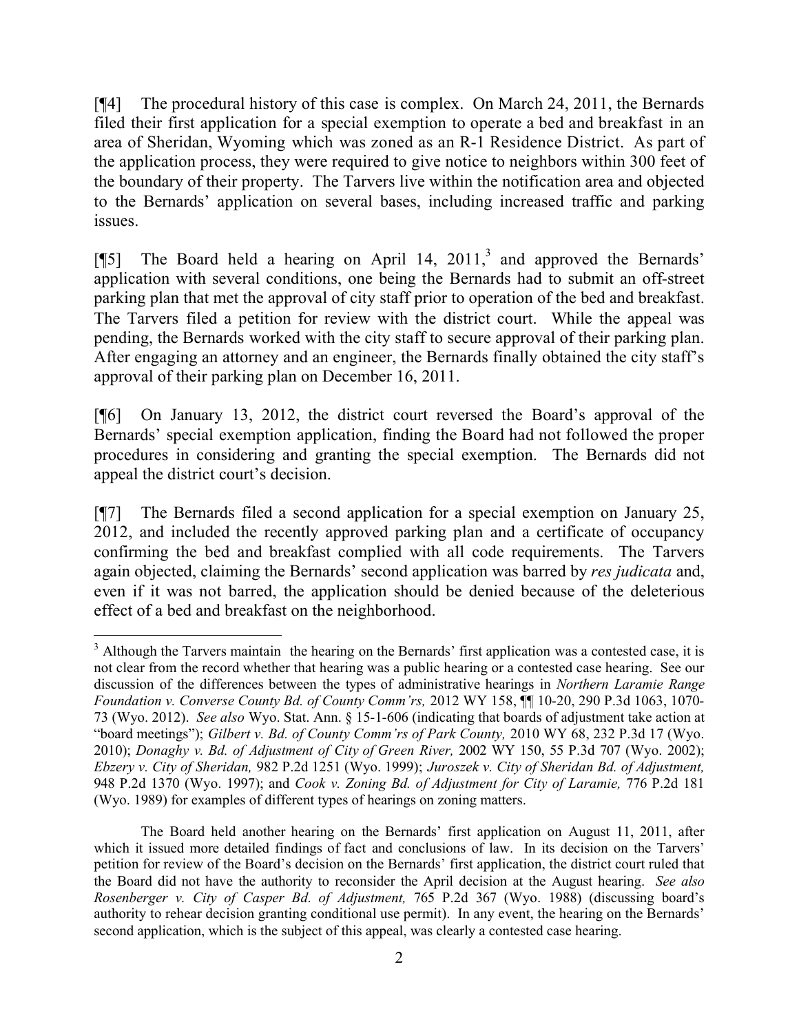[¶4] The procedural history of this case is complex. On March 24, 2011, the Bernards filed their first application for a special exemption to operate a bed and breakfast in an area of Sheridan, Wyoming which was zoned as an R-1 Residence District. As part of the application process, they were required to give notice to neighbors within 300 feet of the boundary of their property. The Tarvers live within the notification area and objected to the Bernards' application on several bases, including increased traffic and parking issues.

[¶5] The Board held a hearing on April 14, 2011,[3] and approved the Bernards' application with several conditions, one being the Bernards had to submit an off-street parking plan that met the approval of city staff prior to operation of the bed and breakfast. The Tarvers filed a petition for review with the district court. While the appeal was pending, the Bernards worked with the city staff to secure approval of their parking plan. After engaging an attorney and an engineer, the Bernards finally obtained the city staff's approval of their parking plan on December 16, 2011.

[¶6] On January 13, 2012, the district court reversed the Board's approval of the Bernards' special exemption application, finding the Board had not followed the proper procedures in considering and granting the special exemption. The Bernards did not appeal the district court's decision.

[¶7] The Bernards filed a second application for a special exemption on January 25, 2012, and included the recently approved parking plan and a certificate of occupancy confirming the bed and breakfast complied with all code requirements. The Tarvers again objected, claiming the Bernards' second application was barred by *res judicata* and, even if it was not barred, the application should be denied because of the deleterious effect of a bed and breakfast on the neighborhood.

---

[3] Although the Tarvers maintain the hearing on the Bernards' first application was a contested case, it is not clear from the record whether that hearing was a public hearing or a contested case hearing. See our discussion of the differences between the types of administrative hearings in *Northern Laramie Range Foundation v. Converse County Bd. of County Comm'rs,* 2012 WY 158, ¶¶ 10-20, 290 P.3d 1063, 1070-73 (Wyo. 2012). *See also* Wyo. Stat. Ann. § 15-1-606 (indicating that boards of adjustment take action at "board meetings"); *Gilbert v. Bd. of County Comm'rs of Park County,* 2010 WY 68, 232 P.3d 17 (Wyo. 2010); *Donaghy v. Bd. of Adjustment of City of Green River,* 2002 WY 150, 55 P.3d 707 (Wyo. 2002); *Ebzery v. City of Sheridan,* 982 P.2d 1251 (Wyo. 1999); *Juroszek v. City of Sheridan Bd. of Adjustment,* 948 P.2d 1370 (Wyo. 1997); and *Cook v. Zoning Bd. of Adjustment for City of Laramie,* 776 P.2d 181 (Wyo. 1989) for examples of different types of hearings on zoning matters.

The Board held another hearing on the Bernards' first application on August 11, 2011, after which it issued more detailed findings of fact and conclusions of law. In its decision on the Tarvers' petition for review of the Board's decision on the Bernards' first application, the district court ruled that the Board did not have the authority to reconsider the April decision at the August hearing. *See also Rosenberger v. City of Casper Bd. of Adjustment,* 765 P.2d 367 (Wyo. 1988) (discussing board's authority to rehear decision granting conditional use permit). In any event, the hearing on the Bernards' second application, which is the subject of this appeal, was clearly a contested case hearing.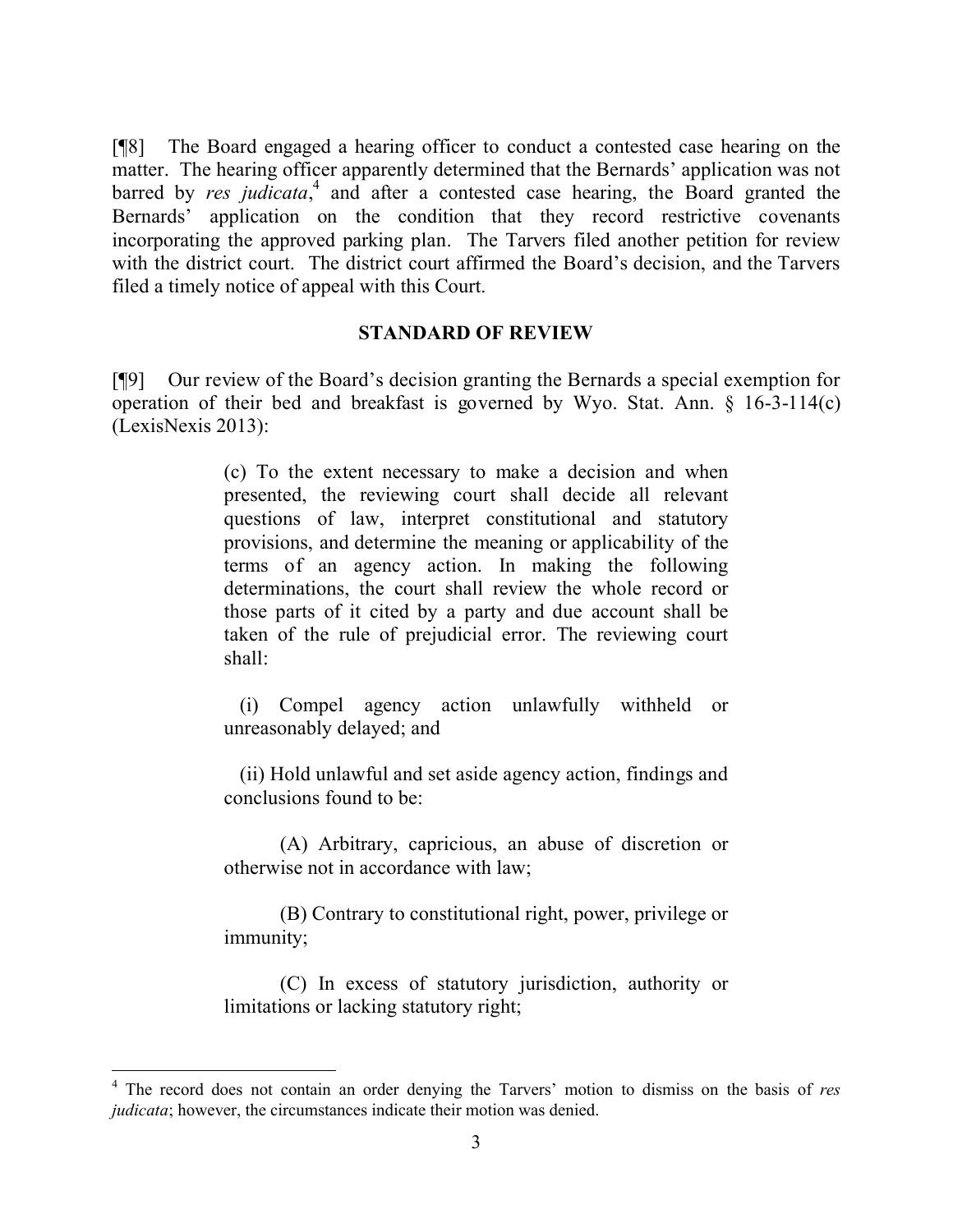[¶8] The Board engaged a hearing officer to conduct a contested case hearing on the matter. The hearing officer apparently determined that the Bernards' application was not barred by *res judicata*,[4] and after a contested case hearing, the Board granted the Bernards' application on the condition that they record restrictive covenants incorporating the approved parking plan. The Tarvers filed another petition for review with the district court. The district court affirmed the Board's decision, and the Tarvers filed a timely notice of appeal with this Court.

## STANDARD OF REVIEW

[¶9] Our review of the Board's decision granting the Bernards a special exemption for operation of their bed and breakfast is governed by Wyo. Stat. Ann. § 16-3-114(c) (LexisNexis 2013):

> (c) To the extent necessary to make a decision and when presented, the reviewing court shall decide all relevant questions of law, interpret constitutional and statutory provisions, and determine the meaning or applicability of the terms of an agency action. In making the following determinations, the court shall review the whole record or those parts of it cited by a party and due account shall be taken of the rule of prejudicial error. The reviewing court shall:
>
> (i) Compel agency action unlawfully withheld or unreasonably delayed; and
>
> (ii) Hold unlawful and set aside agency action, findings and conclusions found to be:
>
> (A) Arbitrary, capricious, an abuse of discretion or otherwise not in accordance with law;
>
> (B) Contrary to constitutional right, power, privilege or immunity;
>
> (C) In excess of statutory jurisdiction, authority or limitations or lacking statutory right;

---

[4] The record does not contain an order denying the Tarvers' motion to dismiss on the basis of *res judicata*; however, the circumstances indicate their motion was denied.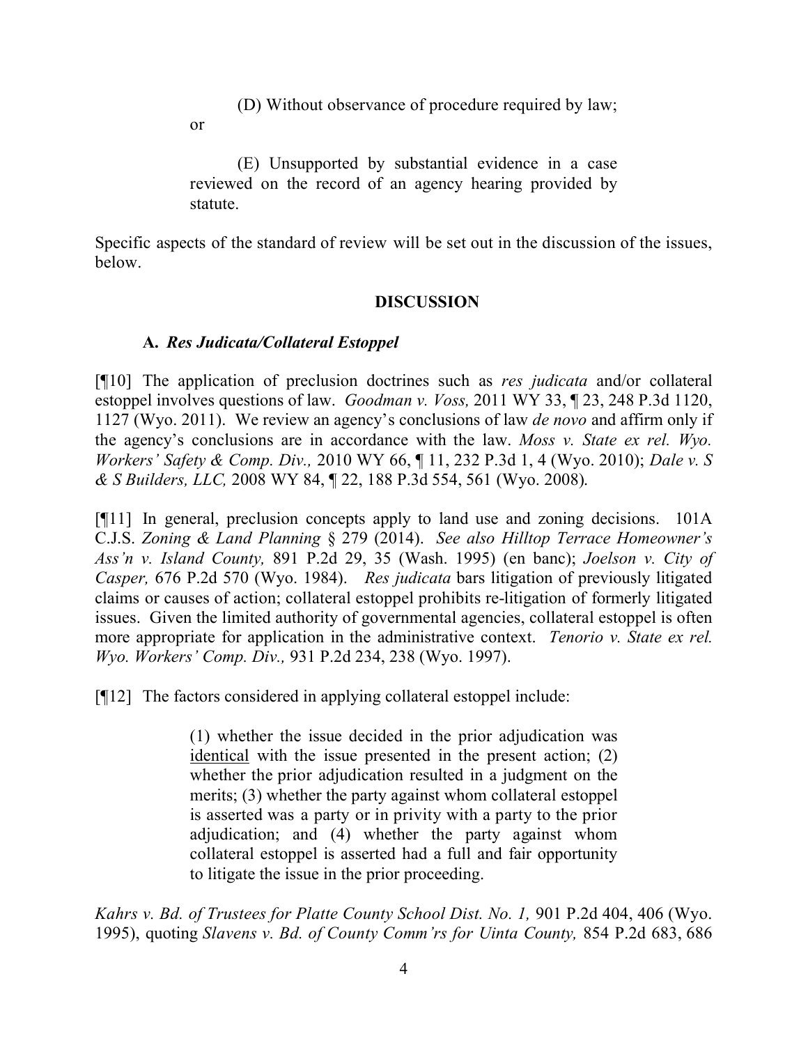(D) Without observance of procedure required by law; or

(E) Unsupported by substantial evidence in a case reviewed on the record of an agency hearing provided by statute.

Specific aspects of the standard of review will be set out in the discussion of the issues, below.

## DISCUSSION

### A. *Res Judicata/Collateral Estoppel*

[¶10] The application of preclusion doctrines such as *res judicata* and/or collateral estoppel involves questions of law. *Goodman v. Voss,* 2011 WY 33, ¶ 23, 248 P.3d 1120, 1127 (Wyo. 2011). We review an agency's conclusions of law *de novo* and affirm only if the agency's conclusions are in accordance with the law. *Moss v. State ex rel. Wyo. Workers' Safety & Comp. Div.,* 2010 WY 66, ¶ 11, 232 P.3d 1, 4 (Wyo. 2010); *Dale v. S & S Builders, LLC,* 2008 WY 84, ¶ 22, 188 P.3d 554, 561 (Wyo. 2008).

[¶11] In general, preclusion concepts apply to land use and zoning decisions. 101A C.J.S. *Zoning & Land Planning* § 279 (2014). *See also Hilltop Terrace Homeowner's Ass'n v. Island County,* 891 P.2d 29, 35 (Wash. 1995) (en banc); *Joelson v. City of Casper,* 676 P.2d 570 (Wyo. 1984). *Res judicata* bars litigation of previously litigated claims or causes of action; collateral estoppel prohibits re-litigation of formerly litigated issues. Given the limited authority of governmental agencies, collateral estoppel is often more appropriate for application in the administrative context. *Tenorio v. State ex rel. Wyo. Workers' Comp. Div.,* 931 P.2d 234, 238 (Wyo. 1997).

[¶12] The factors considered in applying collateral estoppel include:

> (1) whether the issue decided in the prior adjudication was <u>identical</u> with the issue presented in the present action; (2) whether the prior adjudication resulted in a judgment on the merits; (3) whether the party against whom collateral estoppel is asserted was a party or in privity with a party to the prior adjudication; and (4) whether the party against whom collateral estoppel is asserted had a full and fair opportunity to litigate the issue in the prior proceeding.

*Kahrs v. Bd. of Trustees for Platte County School Dist. No. 1,* 901 P.2d 404, 406 (Wyo. 1995), quoting *Slavens v. Bd. of County Comm'rs for Uinta County,* 854 P.2d 683, 686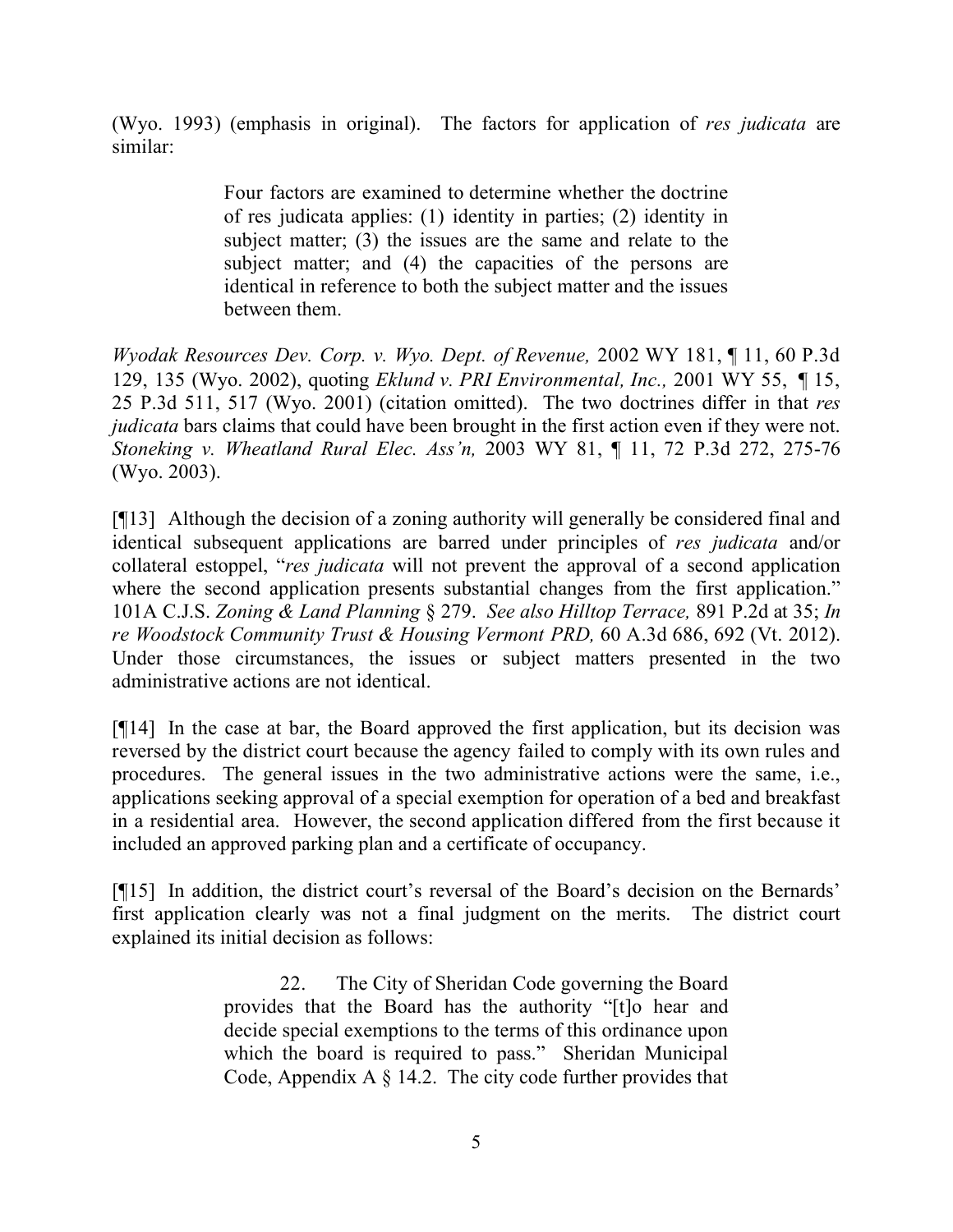(Wyo. 1993) (emphasis in original). The factors for application of *res judicata* are similar:

> Four factors are examined to determine whether the doctrine of res judicata applies: (1) identity in parties; (2) identity in subject matter; (3) the issues are the same and relate to the subject matter; and (4) the capacities of the persons are identical in reference to both the subject matter and the issues between them.

*Wyodak Resources Dev. Corp. v. Wyo. Dept. of Revenue,* 2002 WY 181, ¶ 11, 60 P.3d 129, 135 (Wyo. 2002), quoting *Eklund v. PRI Environmental, Inc.,* 2001 WY 55, ¶ 15, 25 P.3d 511, 517 (Wyo. 2001) (citation omitted). The two doctrines differ in that *res judicata* bars claims that could have been brought in the first action even if they were not. *Stoneking v. Wheatland Rural Elec. Ass'n,* 2003 WY 81, ¶ 11, 72 P.3d 272, 275-76 (Wyo. 2003).

[¶13] Although the decision of a zoning authority will generally be considered final and identical subsequent applications are barred under principles of *res judicata* and/or collateral estoppel, "*res judicata* will not prevent the approval of a second application where the second application presents substantial changes from the first application." 101A C.J.S. *Zoning & Land Planning* § 279. *See also Hilltop Terrace,* 891 P.2d at 35; *In re Woodstock Community Trust & Housing Vermont PRD,* 60 A.3d 686, 692 (Vt. 2012). Under those circumstances, the issues or subject matters presented in the two administrative actions are not identical.

[¶14] In the case at bar, the Board approved the first application, but its decision was reversed by the district court because the agency failed to comply with its own rules and procedures. The general issues in the two administrative actions were the same, i.e., applications seeking approval of a special exemption for operation of a bed and breakfast in a residential area. However, the second application differed from the first because it included an approved parking plan and a certificate of occupancy.

[¶15] In addition, the district court's reversal of the Board's decision on the Bernards' first application clearly was not a final judgment on the merits. The district court explained its initial decision as follows:

> 22. The City of Sheridan Code governing the Board provides that the Board has the authority "[t]o hear and decide special exemptions to the terms of this ordinance upon which the board is required to pass." Sheridan Municipal Code, Appendix A § 14.2. The city code further provides that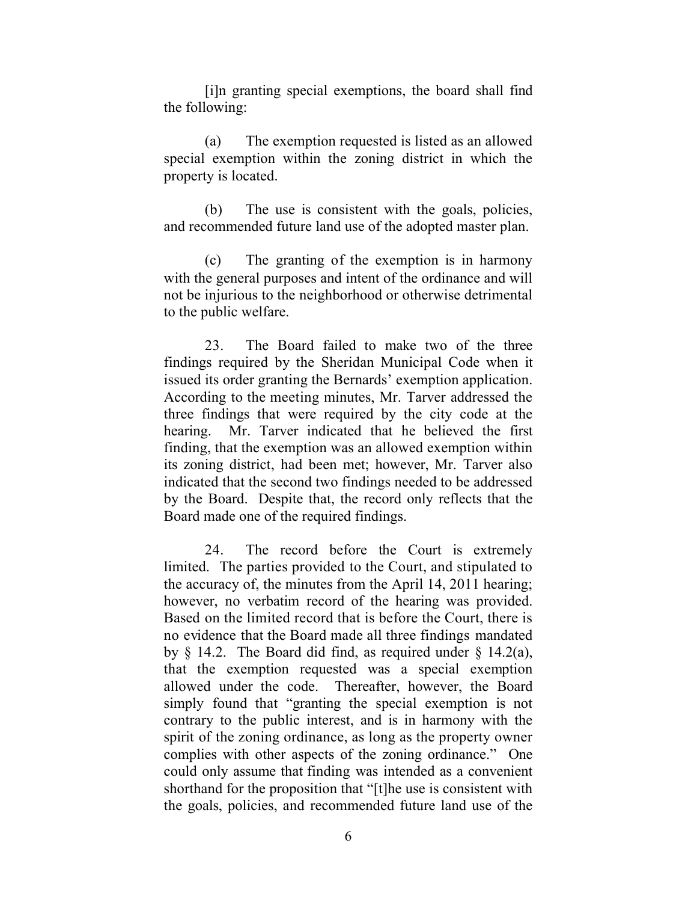[i]n granting special exemptions, the board shall find the following:

(a) The exemption requested is listed as an allowed special exemption within the zoning district in which the property is located.

(b) The use is consistent with the goals, policies, and recommended future land use of the adopted master plan.

(c) The granting of the exemption is in harmony with the general purposes and intent of the ordinance and will not be injurious to the neighborhood or otherwise detrimental to the public welfare.

23. The Board failed to make two of the three findings required by the Sheridan Municipal Code when it issued its order granting the Bernards' exemption application. According to the meeting minutes, Mr. Tarver addressed the three findings that were required by the city code at the hearing. Mr. Tarver indicated that he believed the first finding, that the exemption was an allowed exemption within its zoning district, had been met; however, Mr. Tarver also indicated that the second two findings needed to be addressed by the Board. Despite that, the record only reflects that the Board made one of the required findings.

24. The record before the Court is extremely limited. The parties provided to the Court, and stipulated to the accuracy of, the minutes from the April 14, 2011 hearing; however, no verbatim record of the hearing was provided. Based on the limited record that is before the Court, there is no evidence that the Board made all three findings mandated by § 14.2. The Board did find, as required under § 14.2(a), that the exemption requested was a special exemption allowed under the code. Thereafter, however, the Board simply found that "granting the special exemption is not contrary to the public interest, and is in harmony with the spirit of the zoning ordinance, as long as the property owner complies with other aspects of the zoning ordinance." One could only assume that finding was intended as a convenient shorthand for the proposition that "[t]he use is consistent with the goals, policies, and recommended future land use of the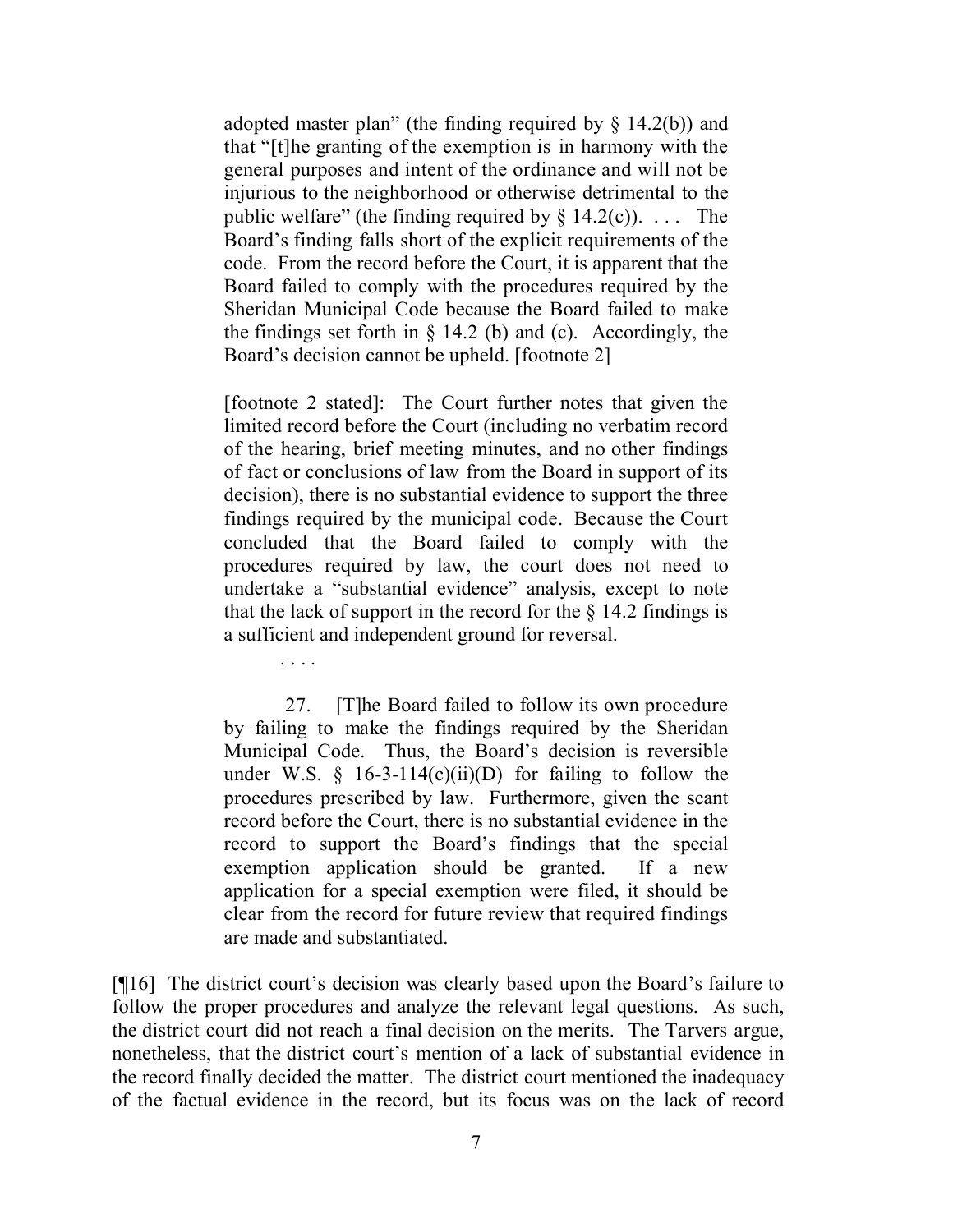> adopted master plan" (the finding required by § 14.2(b)) and that "[t]he granting of the exemption is in harmony with the general purposes and intent of the ordinance and will not be injurious to the neighborhood or otherwise detrimental to the public welfare" (the finding required by § 14.2(c)). . . . The Board's finding falls short of the explicit requirements of the code. From the record before the Court, it is apparent that the Board failed to comply with the procedures required by the Sheridan Municipal Code because the Board failed to make the findings set forth in § 14.2 (b) and (c). Accordingly, the Board's decision cannot be upheld. [footnote 2]
>
> [footnote 2 stated]: The Court further notes that given the limited record before the Court (including no verbatim record of the hearing, brief meeting minutes, and no other findings of fact or conclusions of law from the Board in support of its decision), there is no substantial evidence to support the three findings required by the municipal code. Because the Court concluded that the Board failed to comply with the procedures required by law, the court does not need to undertake a "substantial evidence" analysis, except to note that the lack of support in the record for the § 14.2 findings is a sufficient and independent ground for reversal.
>
> . . . .
>
> 27. [T]he Board failed to follow its own procedure by failing to make the findings required by the Sheridan Municipal Code. Thus, the Board's decision is reversible under W.S. § 16-3-114(c)(ii)(D) for failing to follow the procedures prescribed by law. Furthermore, given the scant record before the Court, there is no substantial evidence in the record to support the Board's findings that the special exemption application should be granted. If a new application for a special exemption were filed, it should be clear from the record for future review that required findings are made and substantiated.

[¶16] The district court's decision was clearly based upon the Board's failure to follow the proper procedures and analyze the relevant legal questions. As such, the district court did not reach a final decision on the merits. The Tarvers argue, nonetheless, that the district court's mention of a lack of substantial evidence in the record finally decided the matter. The district court mentioned the inadequacy of the factual evidence in the record, but its focus was on the lack of record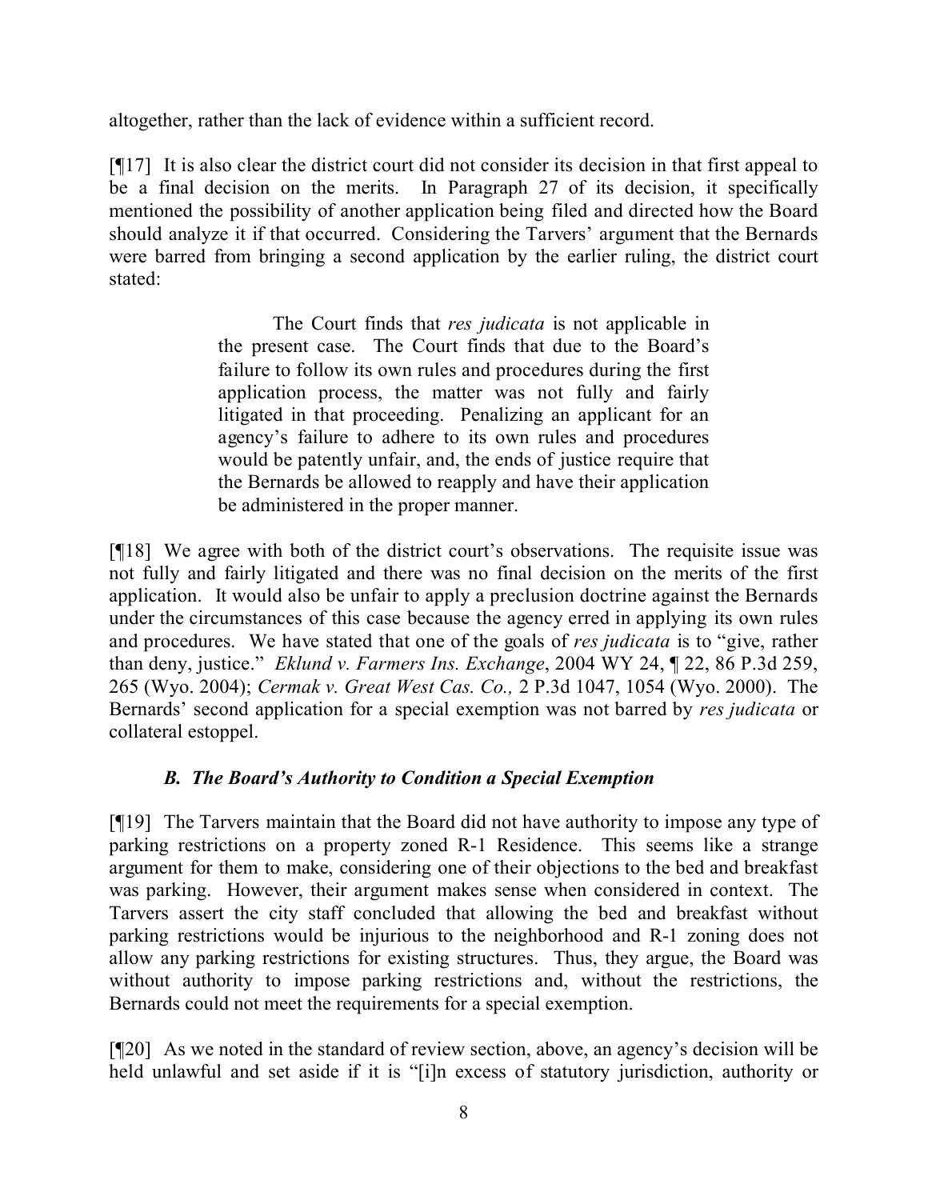altogether, rather than the lack of evidence within a sufficient record.

[¶17] It is also clear the district court did not consider its decision in that first appeal to be a final decision on the merits. In Paragraph 27 of its decision, it specifically mentioned the possibility of another application being filed and directed how the Board should analyze it if that occurred. Considering the Tarvers' argument that the Bernards were barred from bringing a second application by the earlier ruling, the district court stated:

> The Court finds that *res judicata* is not applicable in the present case. The Court finds that due to the Board's failure to follow its own rules and procedures during the first application process, the matter was not fully and fairly litigated in that proceeding. Penalizing an applicant for an agency's failure to adhere to its own rules and procedures would be patently unfair, and, the ends of justice require that the Bernards be allowed to reapply and have their application be administered in the proper manner.

[¶18] We agree with both of the district court's observations. The requisite issue was not fully and fairly litigated and there was no final decision on the merits of the first application. It would also be unfair to apply a preclusion doctrine against the Bernards under the circumstances of this case because the agency erred in applying its own rules and procedures. We have stated that one of the goals of *res judicata* is to "give, rather than deny, justice." *Eklund v. Farmers Ins. Exchange*, 2004 WY 24, ¶ 22, 86 P.3d 259, 265 (Wyo. 2004); *Cermak v. Great West Cas. Co.,* 2 P.3d 1047, 1054 (Wyo. 2000). The Bernards' second application for a special exemption was not barred by *res judicata* or collateral estoppel.

### *B. The Board's Authority to Condition a Special Exemption*

[¶19] The Tarvers maintain that the Board did not have authority to impose any type of parking restrictions on a property zoned R-1 Residence. This seems like a strange argument for them to make, considering one of their objections to the bed and breakfast was parking. However, their argument makes sense when considered in context. The Tarvers assert the city staff concluded that allowing the bed and breakfast without parking restrictions would be injurious to the neighborhood and R-1 zoning does not allow any parking restrictions for existing structures. Thus, they argue, the Board was without authority to impose parking restrictions and, without the restrictions, the Bernards could not meet the requirements for a special exemption.

[¶20] As we noted in the standard of review section, above, an agency's decision will be held unlawful and set aside if it is "[i]n excess of statutory jurisdiction, authority or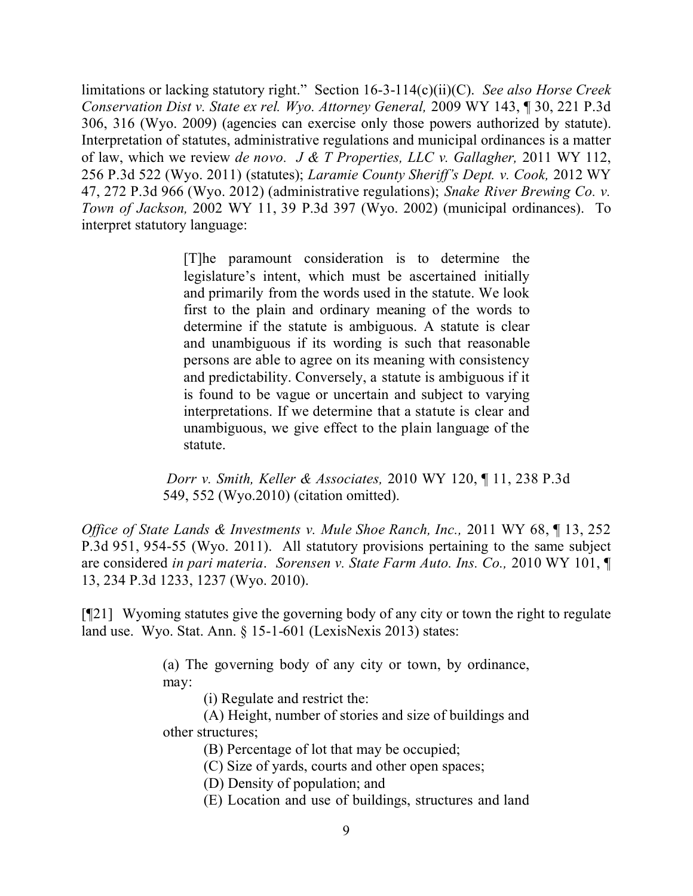limitations or lacking statutory right." Section 16-3-114(c)(ii)(C). *See also Horse Creek Conservation Dist v. State ex rel. Wyo. Attorney General,* 2009 WY 143, ¶ 30, 221 P.3d 306, 316 (Wyo. 2009) (agencies can exercise only those powers authorized by statute). Interpretation of statutes, administrative regulations and municipal ordinances is a matter of law, which we review *de novo*. *J & T Properties, LLC v. Gallagher,* 2011 WY 112, 256 P.3d 522 (Wyo. 2011) (statutes); *Laramie County Sheriff's Dept. v. Cook,* 2012 WY 47, 272 P.3d 966 (Wyo. 2012) (administrative regulations); *Snake River Brewing Co. v. Town of Jackson,* 2002 WY 11, 39 P.3d 397 (Wyo. 2002) (municipal ordinances). To interpret statutory language:

> [T]he paramount consideration is to determine the legislature's intent, which must be ascertained initially and primarily from the words used in the statute. We look first to the plain and ordinary meaning of the words to determine if the statute is ambiguous. A statute is clear and unambiguous if its wording is such that reasonable persons are able to agree on its meaning with consistency and predictability. Conversely, a statute is ambiguous if it is found to be vague or uncertain and subject to varying interpretations. If we determine that a statute is clear and unambiguous, we give effect to the plain language of the statute.
>
> *Dorr v. Smith, Keller & Associates,* 2010 WY 120, ¶ 11, 238 P.3d 549, 552 (Wyo.2010) (citation omitted).

*Office of State Lands & Investments v. Mule Shoe Ranch, Inc.,* 2011 WY 68, ¶ 13, 252 P.3d 951, 954-55 (Wyo. 2011). All statutory provisions pertaining to the same subject are considered *in pari materia*. *Sorensen v. State Farm Auto. Ins. Co.,* 2010 WY 101, ¶ 13, 234 P.3d 1233, 1237 (Wyo. 2010).

[¶21] Wyoming statutes give the governing body of any city or town the right to regulate land use. Wyo. Stat. Ann. § 15-1-601 (LexisNexis 2013) states:

> (a) The governing body of any city or town, by ordinance, may:
>
> (i) Regulate and restrict the:
>
> (A) Height, number of stories and size of buildings and other structures;
>
> (B) Percentage of lot that may be occupied;
>
> (C) Size of yards, courts and other open spaces;
>
> (D) Density of population; and
>
> (E) Location and use of buildings, structures and land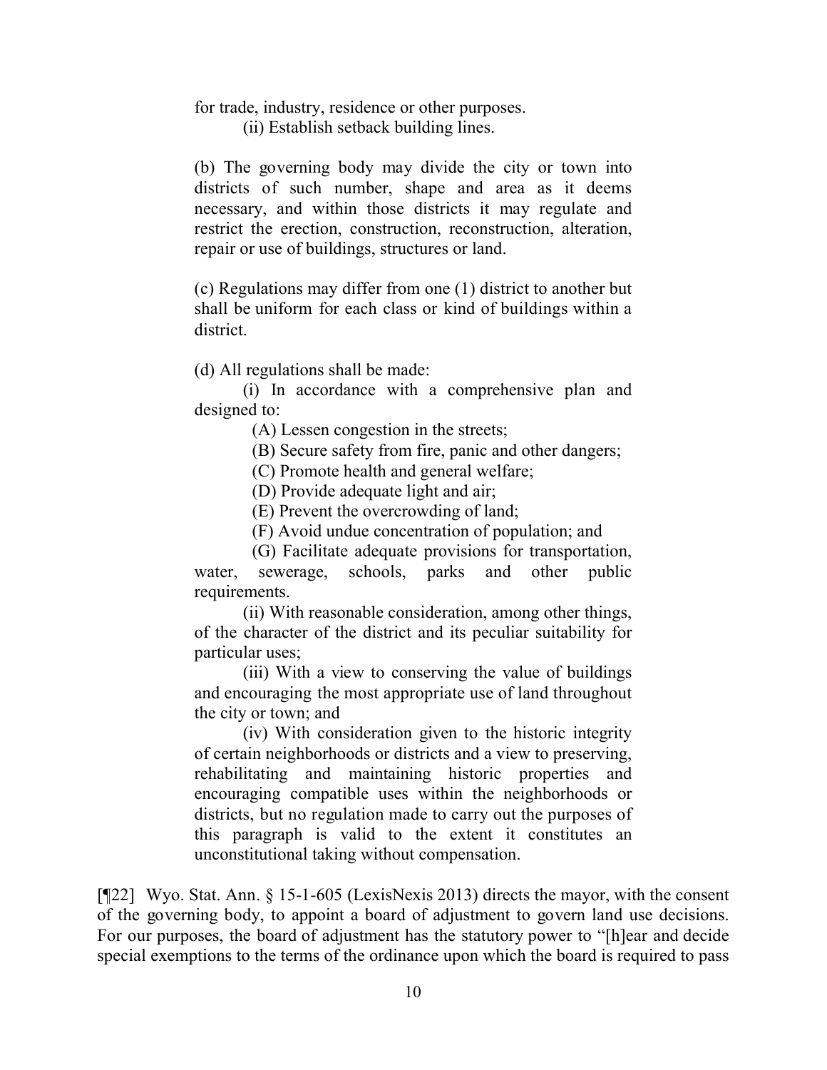for trade, industry, residence or other purposes.

(ii) Establish setback building lines.

(b) The governing body may divide the city or town into districts of such number, shape and area as it deems necessary, and within those districts it may regulate and restrict the erection, construction, reconstruction, alteration, repair or use of buildings, structures or land.

(c) Regulations may differ from one (1) district to another but shall be uniform for each class or kind of buildings within a district.

(d) All regulations shall be made:

(i) In accordance with a comprehensive plan and designed to:

(A) Lessen congestion in the streets;

(B) Secure safety from fire, panic and other dangers;

(C) Promote health and general welfare;

(D) Provide adequate light and air;

(E) Prevent the overcrowding of land;

(F) Avoid undue concentration of population; and

(G) Facilitate adequate provisions for transportation, water, sewerage, schools, parks and other public requirements.

(ii) With reasonable consideration, among other things, of the character of the district and its peculiar suitability for particular uses;

(iii) With a view to conserving the value of buildings and encouraging the most appropriate use of land throughout the city or town; and

(iv) With consideration given to the historic integrity of certain neighborhoods or districts and a view to preserving, rehabilitating and maintaining historic properties and encouraging compatible uses within the neighborhoods or districts, but no regulation made to carry out the purposes of this paragraph is valid to the extent it constitutes an unconstitutional taking without compensation.

[¶22] Wyo. Stat. Ann. § 15-1-605 (LexisNexis 2013) directs the mayor, with the consent of the governing body, to appoint a board of adjustment to govern land use decisions. For our purposes, the board of adjustment has the statutory power to "[h]ear and decide special exemptions to the terms of the ordinance upon which the board is required to pass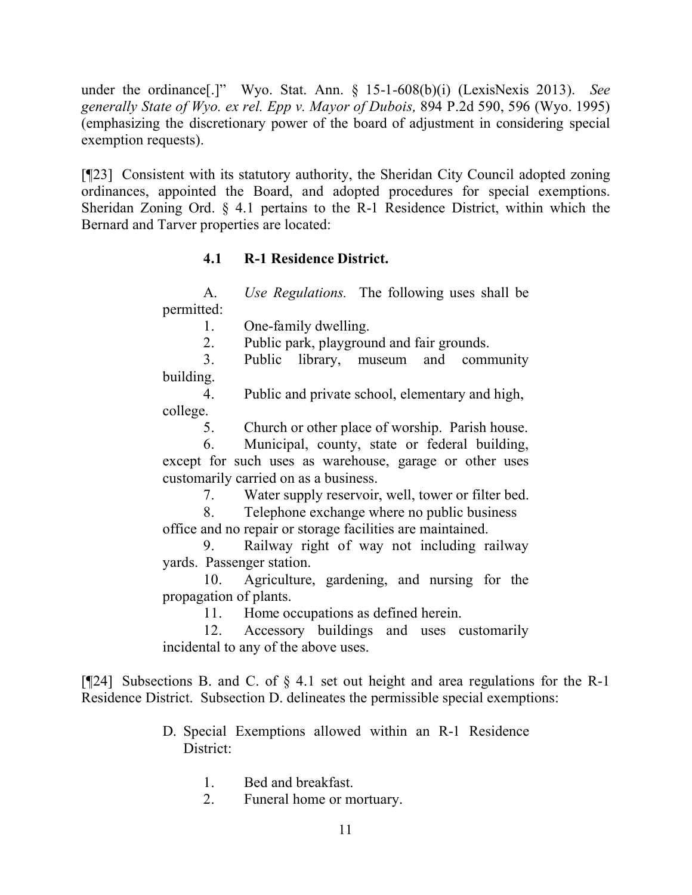under the ordinance[.]" Wyo. Stat. Ann. § 15-1-608(b)(i) (LexisNexis 2013). *See generally State of Wyo. ex rel. Epp v. Mayor of Dubois,* 894 P.2d 590, 596 (Wyo. 1995) (emphasizing the discretionary power of the board of adjustment in considering special exemption requests).

[¶23] Consistent with its statutory authority, the Sheridan City Council adopted zoning ordinances, appointed the Board, and adopted procedures for special exemptions. Sheridan Zoning Ord. § 4.1 pertains to the R-1 Residence District, within which the Bernard and Tarver properties are located:

> **4.1 R-1 Residence District.**
>
> A. *Use Regulations.* The following uses shall be permitted:
>
> 1. One-family dwelling.
> 2. Public park, playground and fair grounds.
> 3. Public library, museum and community building.
> 4. Public and private school, elementary and high, college.
> 5. Church or other place of worship. Parish house.
> 6. Municipal, county, state or federal building, except for such uses as warehouse, garage or other uses customarily carried on as a business.
> 7. Water supply reservoir, well, tower or filter bed.
> 8. Telephone exchange where no public business office and no repair or storage facilities are maintained.
> 9. Railway right of way not including railway yards. Passenger station.
> 10. Agriculture, gardening, and nursing for the propagation of plants.
> 11. Home occupations as defined herein.
> 12. Accessory buildings and uses customarily incidental to any of the above uses.

[¶24] Subsections B. and C. of § 4.1 set out height and area regulations for the R-1 Residence District. Subsection D. delineates the permissible special exemptions:

> D. Special Exemptions allowed within an R-1 Residence District:
>
> 1. Bed and breakfast.
> 2. Funeral home or mortuary.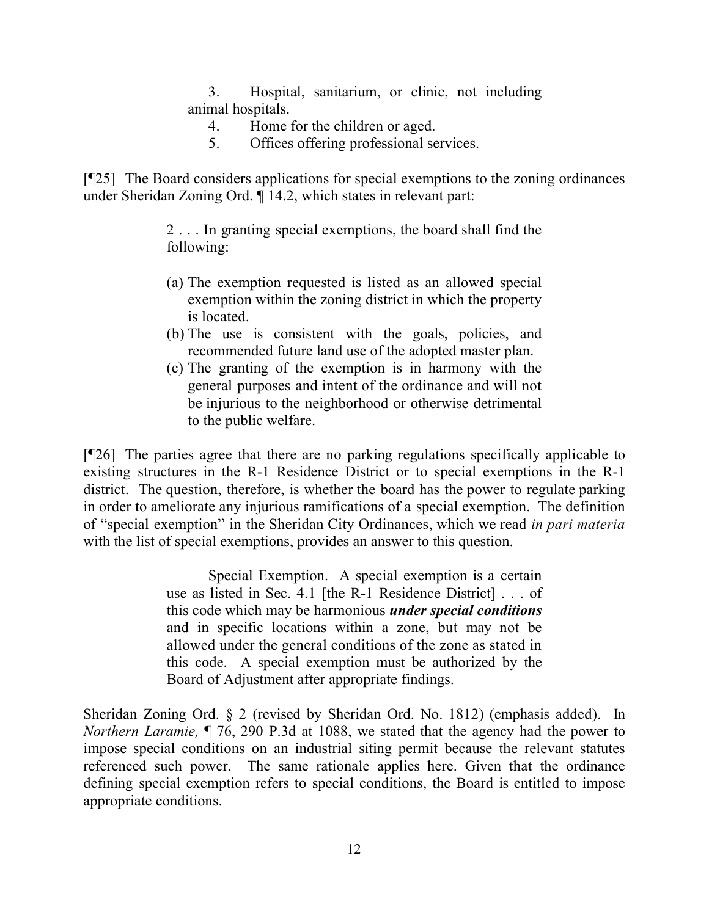> 3. Hospital, sanitarium, or clinic, not including animal hospitals.
> 4. Home for the children or aged.
> 5. Offices offering professional services.

[¶25] The Board considers applications for special exemptions to the zoning ordinances under Sheridan Zoning Ord. ¶ 14.2, which states in relevant part:

> 2 . . . In granting special exemptions, the board shall find the following:
>
> (a) The exemption requested is listed as an allowed special exemption within the zoning district in which the property is located.
> (b) The use is consistent with the goals, policies, and recommended future land use of the adopted master plan.
> (c) The granting of the exemption is in harmony with the general purposes and intent of the ordinance and will not be injurious to the neighborhood or otherwise detrimental to the public welfare.

[¶26] The parties agree that there are no parking regulations specifically applicable to existing structures in the R-1 Residence District or to special exemptions in the R-1 district. The question, therefore, is whether the board has the power to regulate parking in order to ameliorate any injurious ramifications of a special exemption. The definition of "special exemption" in the Sheridan City Ordinances, which we read *in pari materia* with the list of special exemptions, provides an answer to this question.

> Special Exemption. A special exemption is a certain use as listed in Sec. 4.1 [the R-1 Residence District] . . . of this code which may be harmonious ***under special conditions*** and in specific locations within a zone, but may not be allowed under the general conditions of the zone as stated in this code. A special exemption must be authorized by the Board of Adjustment after appropriate findings.

Sheridan Zoning Ord. § 2 (revised by Sheridan Ord. No. 1812) (emphasis added). In *Northern Laramie,* ¶ 76, 290 P.3d at 1088, we stated that the agency had the power to impose special conditions on an industrial siting permit because the relevant statutes referenced such power. The same rationale applies here. Given that the ordinance defining special exemption refers to special conditions, the Board is entitled to impose appropriate conditions.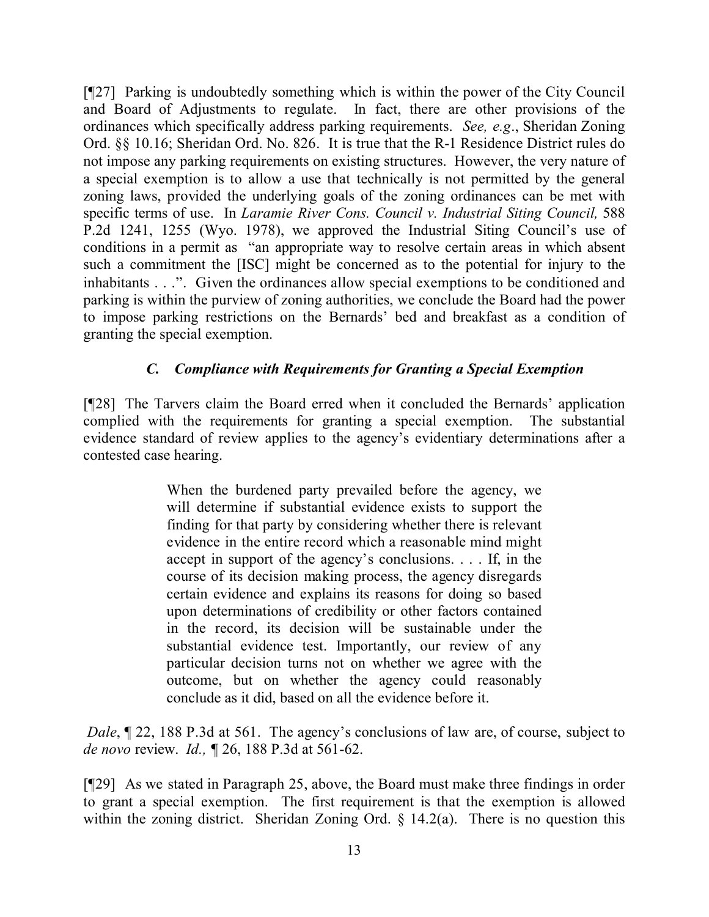[¶27] Parking is undoubtedly something which is within the power of the City Council and Board of Adjustments to regulate. In fact, there are other provisions of the ordinances which specifically address parking requirements. *See, e.g*., Sheridan Zoning Ord. §§ 10.16; Sheridan Ord. No. 826. It is true that the R-1 Residence District rules do not impose any parking requirements on existing structures. However, the very nature of a special exemption is to allow a use that technically is not permitted by the general zoning laws, provided the underlying goals of the zoning ordinances can be met with specific terms of use. In *Laramie River Cons. Council v. Industrial Siting Council,* 588 P.2d 1241, 1255 (Wyo. 1978), we approved the Industrial Siting Council's use of conditions in a permit as "an appropriate way to resolve certain areas in which absent such a commitment the [ISC] might be concerned as to the potential for injury to the inhabitants . . .". Given the ordinances allow special exemptions to be conditioned and parking is within the purview of zoning authorities, we conclude the Board had the power to impose parking restrictions on the Bernards' bed and breakfast as a condition of granting the special exemption.

### *C. Compliance with Requirements for Granting a Special Exemption*

[¶28] The Tarvers claim the Board erred when it concluded the Bernards' application complied with the requirements for granting a special exemption. The substantial evidence standard of review applies to the agency's evidentiary determinations after a contested case hearing.

> When the burdened party prevailed before the agency, we will determine if substantial evidence exists to support the finding for that party by considering whether there is relevant evidence in the entire record which a reasonable mind might accept in support of the agency's conclusions. . . . If, in the course of its decision making process, the agency disregards certain evidence and explains its reasons for doing so based upon determinations of credibility or other factors contained in the record, its decision will be sustainable under the substantial evidence test. Importantly, our review of any particular decision turns not on whether we agree with the outcome, but on whether the agency could reasonably conclude as it did, based on all the evidence before it.

*Dale*, ¶ 22, 188 P.3d at 561. The agency's conclusions of law are, of course, subject to *de novo* review. *Id.,* ¶ 26, 188 P.3d at 561-62.

[¶29] As we stated in Paragraph 25, above, the Board must make three findings in order to grant a special exemption. The first requirement is that the exemption is allowed within the zoning district. Sheridan Zoning Ord. § 14.2(a). There is no question this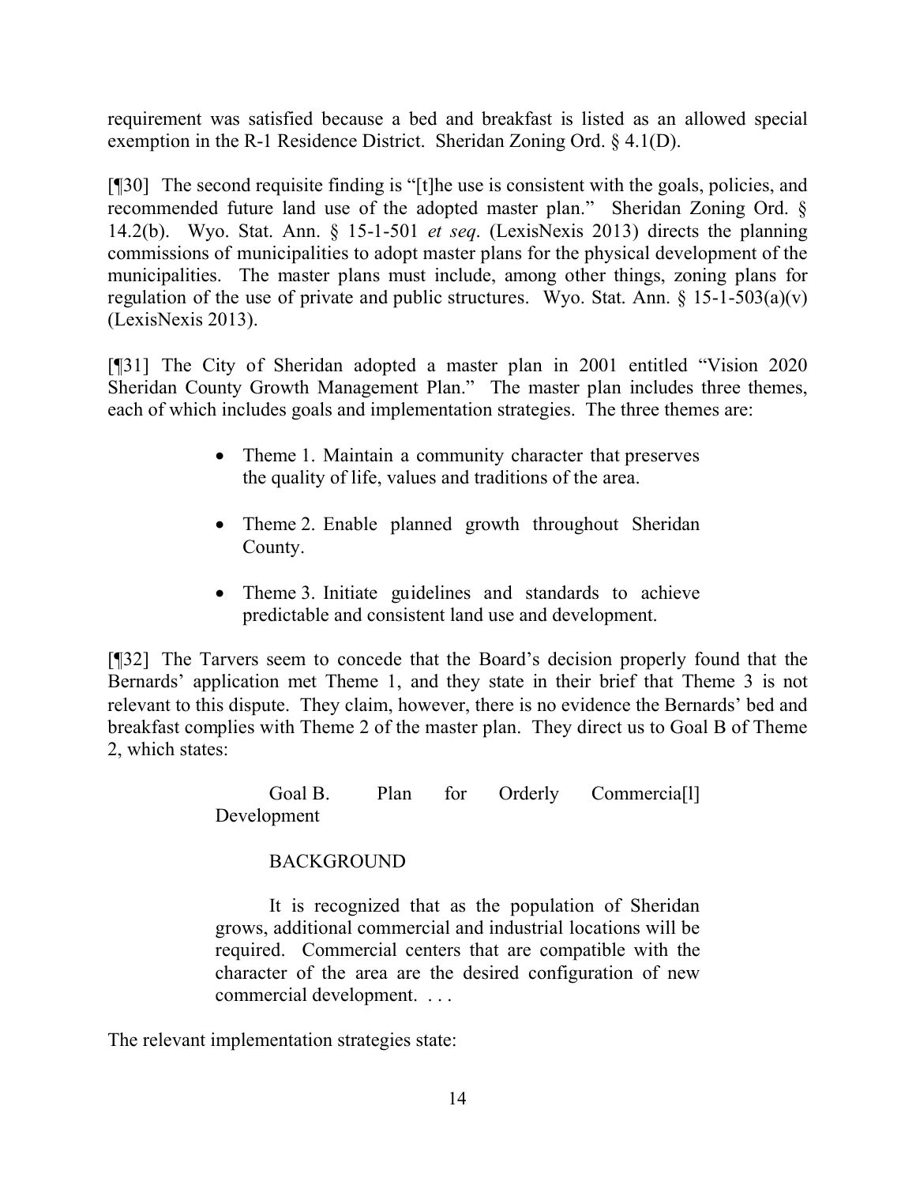requirement was satisfied because a bed and breakfast is listed as an allowed special exemption in the R-1 Residence District. Sheridan Zoning Ord. § 4.1(D).

[¶30] The second requisite finding is "[t]he use is consistent with the goals, policies, and recommended future land use of the adopted master plan." Sheridan Zoning Ord. § 14.2(b). Wyo. Stat. Ann. § 15-1-501 *et seq*. (LexisNexis 2013) directs the planning commissions of municipalities to adopt master plans for the physical development of the municipalities. The master plans must include, among other things, zoning plans for regulation of the use of private and public structures. Wyo. Stat. Ann. § 15-1-503(a)(v) (LexisNexis 2013).

[¶31] The City of Sheridan adopted a master plan in 2001 entitled "Vision 2020 Sheridan County Growth Management Plan." The master plan includes three themes, each of which includes goals and implementation strategies. The three themes are:

- Theme 1. Maintain a community character that preserves the quality of life, values and traditions of the area.
- Theme 2. Enable planned growth throughout Sheridan County.
- Theme 3. Initiate guidelines and standards to achieve predictable and consistent land use and development.

[¶32] The Tarvers seem to concede that the Board's decision properly found that the Bernards' application met Theme 1, and they state in their brief that Theme 3 is not relevant to this dispute. They claim, however, there is no evidence the Bernards' bed and breakfast complies with Theme 2 of the master plan. They direct us to Goal B of Theme 2, which states:

> Goal B. Plan for Orderly Commercia[l] Development
>
> BACKGROUND
>
> It is recognized that as the population of Sheridan grows, additional commercial and industrial locations will be required. Commercial centers that are compatible with the character of the area are the desired configuration of new commercial development. . . .

The relevant implementation strategies state: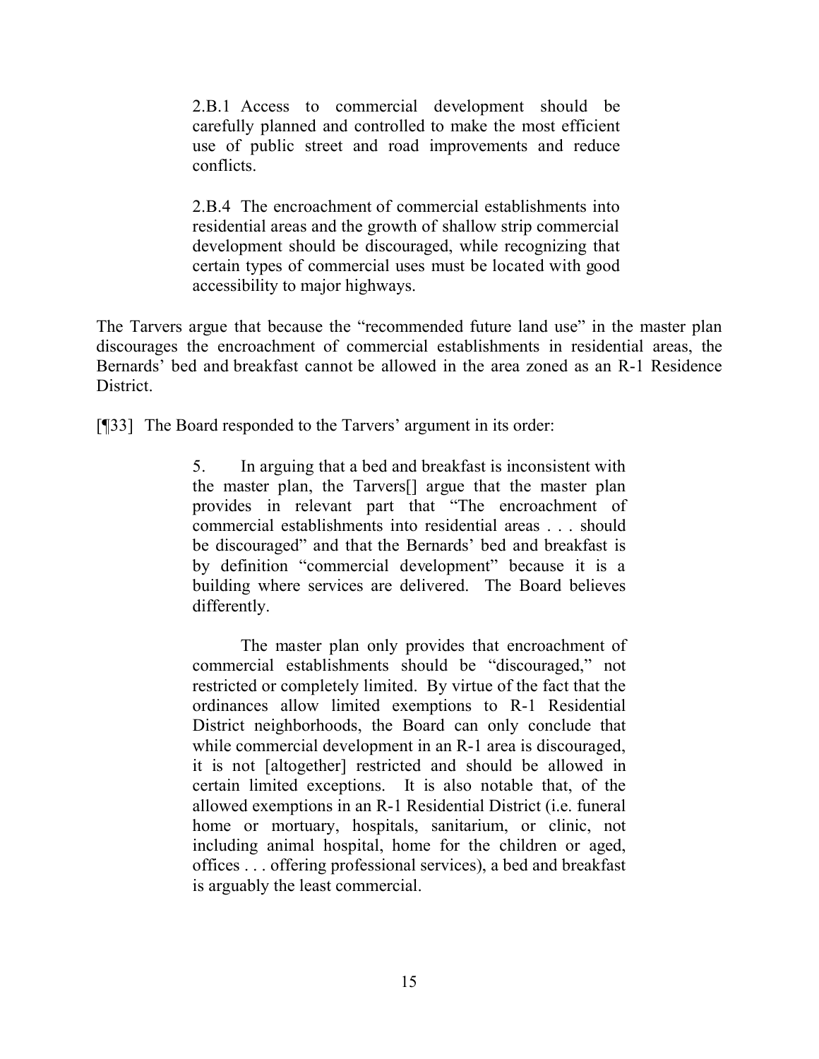> 2.B.1 Access to commercial development should be carefully planned and controlled to make the most efficient use of public street and road improvements and reduce conflicts.
>
> 2.B.4 The encroachment of commercial establishments into residential areas and the growth of shallow strip commercial development should be discouraged, while recognizing that certain types of commercial uses must be located with good accessibility to major highways.

The Tarvers argue that because the "recommended future land use" in the master plan discourages the encroachment of commercial establishments in residential areas, the Bernards' bed and breakfast cannot be allowed in the area zoned as an R-1 Residence District.

[¶33] The Board responded to the Tarvers' argument in its order:

> 5. In arguing that a bed and breakfast is inconsistent with the master plan, the Tarvers[] argue that the master plan provides in relevant part that "The encroachment of commercial establishments into residential areas . . . should be discouraged" and that the Bernards' bed and breakfast is by definition "commercial development" because it is a building where services are delivered. The Board believes differently.
>
> The master plan only provides that encroachment of commercial establishments should be "discouraged," not restricted or completely limited. By virtue of the fact that the ordinances allow limited exemptions to R-1 Residential District neighborhoods, the Board can only conclude that while commercial development in an R-1 area is discouraged, it is not [altogether] restricted and should be allowed in certain limited exceptions. It is also notable that, of the allowed exemptions in an R-1 Residential District (i.e. funeral home or mortuary, hospitals, sanitarium, or clinic, not including animal hospital, home for the children or aged, offices . . . offering professional services), a bed and breakfast is arguably the least commercial.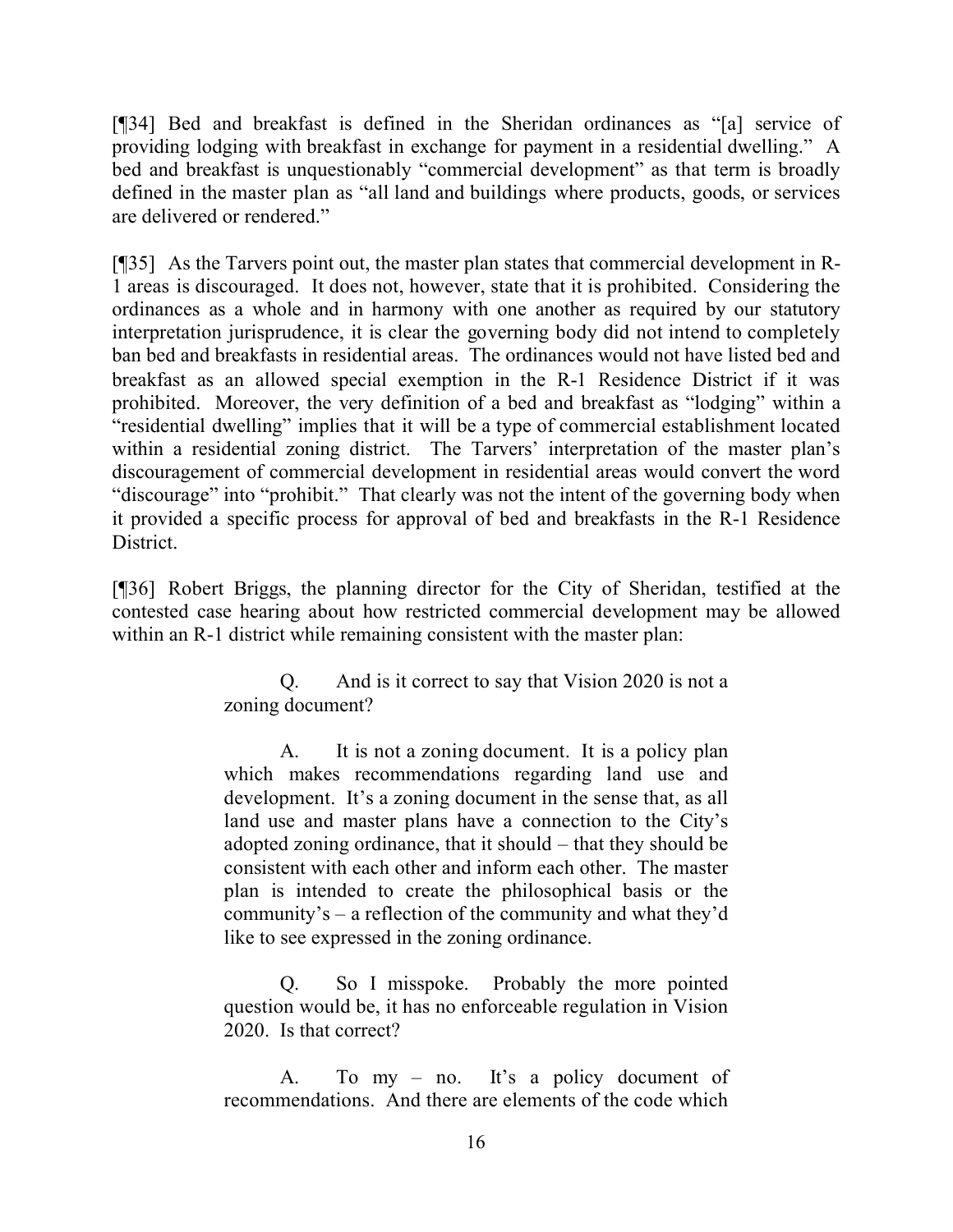[¶34] Bed and breakfast is defined in the Sheridan ordinances as "[a] service of providing lodging with breakfast in exchange for payment in a residential dwelling." A bed and breakfast is unquestionably "commercial development" as that term is broadly defined in the master plan as "all land and buildings where products, goods, or services are delivered or rendered."

[¶35] As the Tarvers point out, the master plan states that commercial development in R-1 areas is discouraged. It does not, however, state that it is prohibited. Considering the ordinances as a whole and in harmony with one another as required by our statutory interpretation jurisprudence, it is clear the governing body did not intend to completely ban bed and breakfasts in residential areas. The ordinances would not have listed bed and breakfast as an allowed special exemption in the R-1 Residence District if it was prohibited. Moreover, the very definition of a bed and breakfast as "lodging" within a "residential dwelling" implies that it will be a type of commercial establishment located within a residential zoning district. The Tarvers' interpretation of the master plan's discouragement of commercial development in residential areas would convert the word "discourage" into "prohibit." That clearly was not the intent of the governing body when it provided a specific process for approval of bed and breakfasts in the R-1 Residence District.

[¶36] Robert Briggs, the planning director for the City of Sheridan, testified at the contested case hearing about how restricted commercial development may be allowed within an R-1 district while remaining consistent with the master plan:

> Q. And is it correct to say that Vision 2020 is not a zoning document?
>
> A. It is not a zoning document. It is a policy plan which makes recommendations regarding land use and development. It's a zoning document in the sense that, as all land use and master plans have a connection to the City's adopted zoning ordinance, that it should – that they should be consistent with each other and inform each other. The master plan is intended to create the philosophical basis or the community's – a reflection of the community and what they'd like to see expressed in the zoning ordinance.
>
> Q. So I misspoke. Probably the more pointed question would be, it has no enforceable regulation in Vision 2020. Is that correct?
>
> A. To my – no. It's a policy document of recommendations. And there are elements of the code which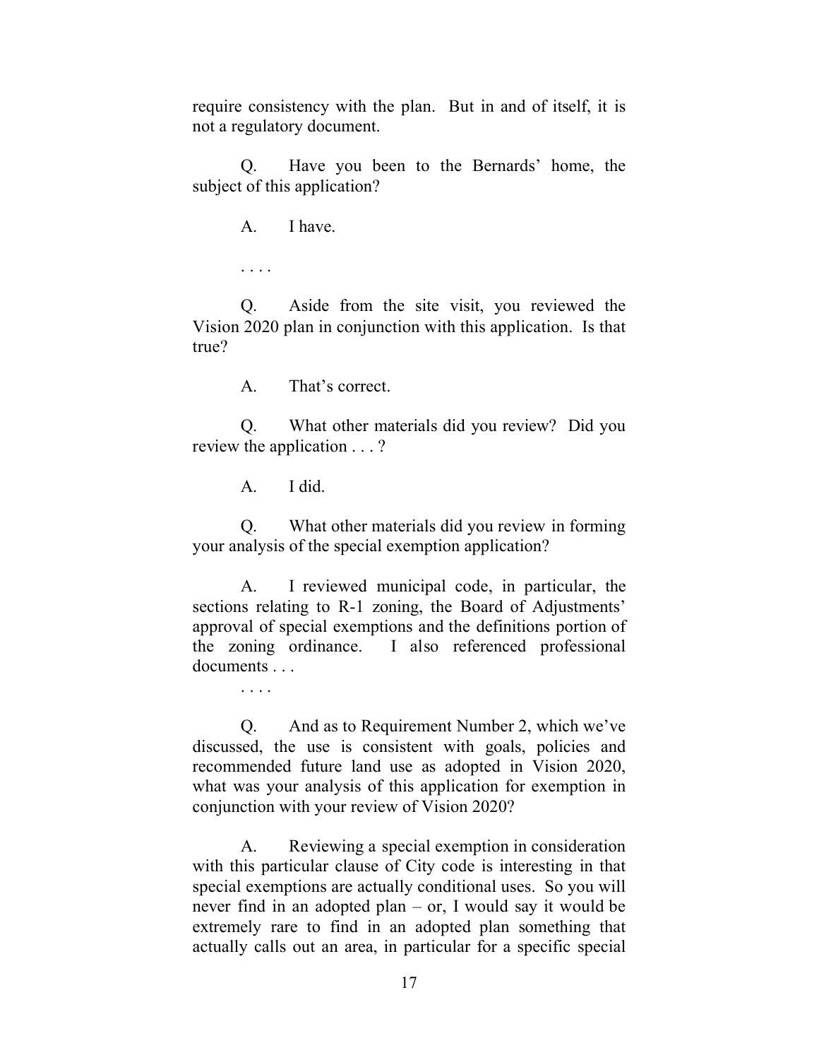require consistency with the plan. But in and of itself, it is not a regulatory document.

Q. Have you been to the Bernards' home, the subject of this application?

A. I have.

. . . .

Q. Aside from the site visit, you reviewed the Vision 2020 plan in conjunction with this application. Is that true?

A. That's correct.

Q. What other materials did you review? Did you review the application . . . ?

A. I did.

Q. What other materials did you review in forming your analysis of the special exemption application?

A. I reviewed municipal code, in particular, the sections relating to R-1 zoning, the Board of Adjustments' approval of special exemptions and the definitions portion of the zoning ordinance. I also referenced professional documents . . .

. . . .

Q. And as to Requirement Number 2, which we've discussed, the use is consistent with goals, policies and recommended future land use as adopted in Vision 2020, what was your analysis of this application for exemption in conjunction with your review of Vision 2020?

A. Reviewing a special exemption in consideration with this particular clause of City code is interesting in that special exemptions are actually conditional uses. So you will never find in an adopted plan – or, I would say it would be extremely rare to find in an adopted plan something that actually calls out an area, in particular for a specific special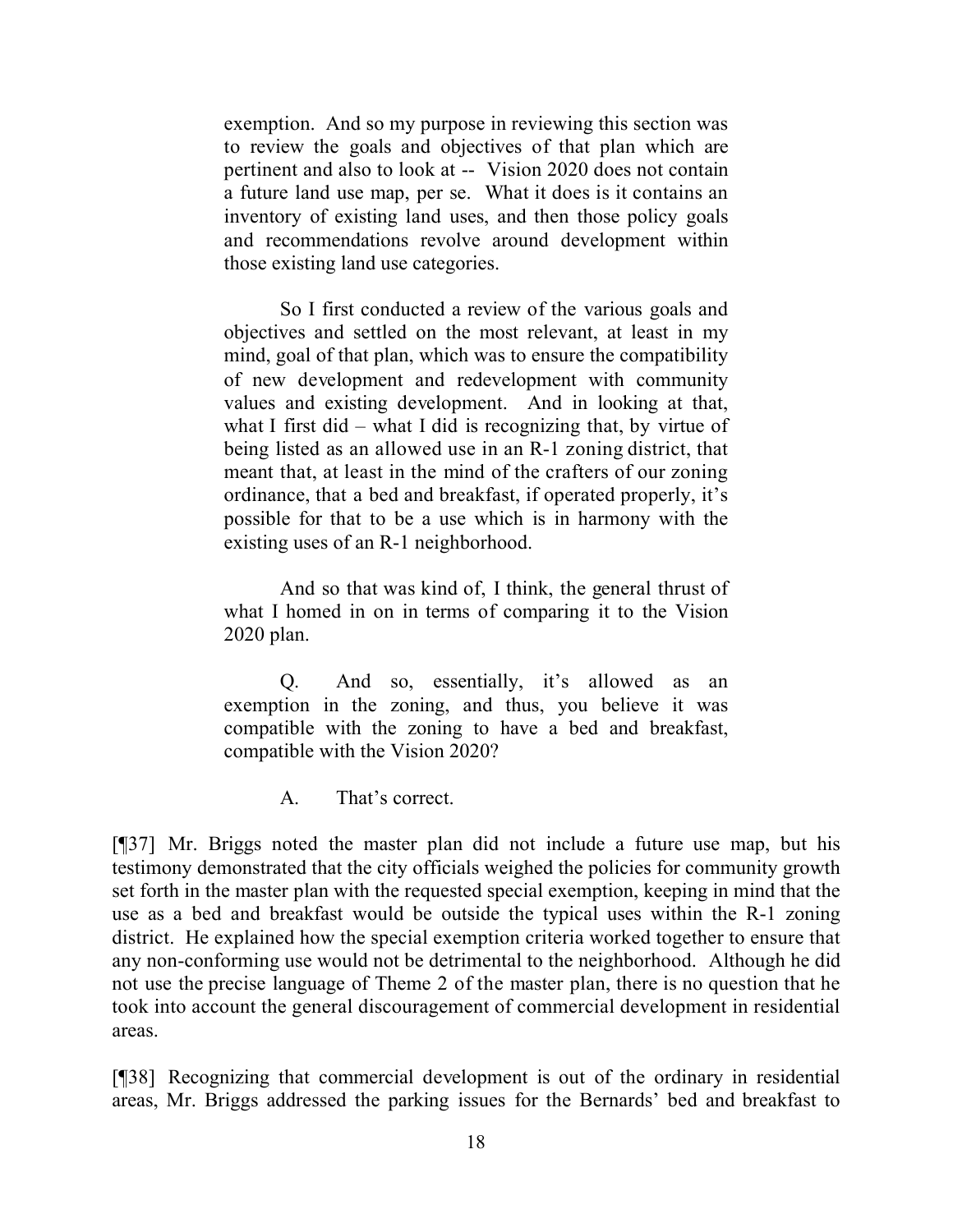> exemption. And so my purpose in reviewing this section was to review the goals and objectives of that plan which are pertinent and also to look at -- Vision 2020 does not contain a future land use map, per se. What it does is it contains an inventory of existing land uses, and then those policy goals and recommendations revolve around development within those existing land use categories.
>
> So I first conducted a review of the various goals and objectives and settled on the most relevant, at least in my mind, goal of that plan, which was to ensure the compatibility of new development and redevelopment with community values and existing development. And in looking at that, what I first did – what I did is recognizing that, by virtue of being listed as an allowed use in an R-1 zoning district, that meant that, at least in the mind of the crafters of our zoning ordinance, that a bed and breakfast, if operated properly, it's possible for that to be a use which is in harmony with the existing uses of an R-1 neighborhood.
>
> And so that was kind of, I think, the general thrust of what I homed in on in terms of comparing it to the Vision 2020 plan.
>
> Q. And so, essentially, it's allowed as an exemption in the zoning, and thus, you believe it was compatible with the zoning to have a bed and breakfast, compatible with the Vision 2020?
>
> A. That's correct.

[¶37] Mr. Briggs noted the master plan did not include a future use map, but his testimony demonstrated that the city officials weighed the policies for community growth set forth in the master plan with the requested special exemption, keeping in mind that the use as a bed and breakfast would be outside the typical uses within the R-1 zoning district. He explained how the special exemption criteria worked together to ensure that any non-conforming use would not be detrimental to the neighborhood. Although he did not use the precise language of Theme 2 of the master plan, there is no question that he took into account the general discouragement of commercial development in residential areas.

[¶38] Recognizing that commercial development is out of the ordinary in residential areas, Mr. Briggs addressed the parking issues for the Bernards' bed and breakfast to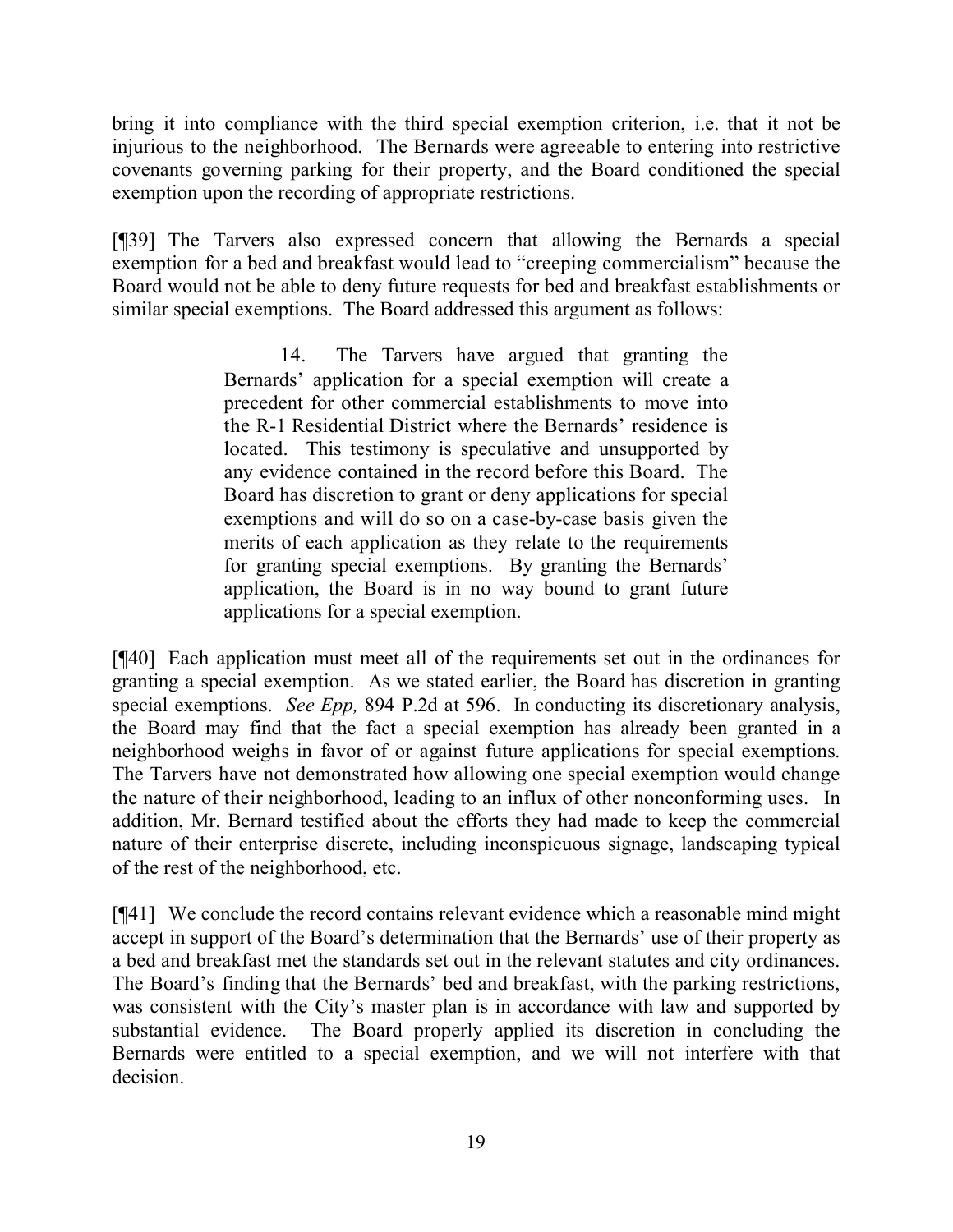bring it into compliance with the third special exemption criterion, i.e. that it not be injurious to the neighborhood. The Bernards were agreeable to entering into restrictive covenants governing parking for their property, and the Board conditioned the special exemption upon the recording of appropriate restrictions.

[¶39] The Tarvers also expressed concern that allowing the Bernards a special exemption for a bed and breakfast would lead to "creeping commercialism" because the Board would not be able to deny future requests for bed and breakfast establishments or similar special exemptions. The Board addressed this argument as follows:

> 14. The Tarvers have argued that granting the Bernards' application for a special exemption will create a precedent for other commercial establishments to move into the R-1 Residential District where the Bernards' residence is located. This testimony is speculative and unsupported by any evidence contained in the record before this Board. The Board has discretion to grant or deny applications for special exemptions and will do so on a case-by-case basis given the merits of each application as they relate to the requirements for granting special exemptions. By granting the Bernards' application, the Board is in no way bound to grant future applications for a special exemption.

[¶40] Each application must meet all of the requirements set out in the ordinances for granting a special exemption. As we stated earlier, the Board has discretion in granting special exemptions. *See Epp,* 894 P.2d at 596. In conducting its discretionary analysis, the Board may find that the fact a special exemption has already been granted in a neighborhood weighs in favor of or against future applications for special exemptions. The Tarvers have not demonstrated how allowing one special exemption would change the nature of their neighborhood, leading to an influx of other nonconforming uses. In addition, Mr. Bernard testified about the efforts they had made to keep the commercial nature of their enterprise discrete, including inconspicuous signage, landscaping typical of the rest of the neighborhood, etc.

[¶41] We conclude the record contains relevant evidence which a reasonable mind might accept in support of the Board's determination that the Bernards' use of their property as a bed and breakfast met the standards set out in the relevant statutes and city ordinances. The Board's finding that the Bernards' bed and breakfast, with the parking restrictions, was consistent with the City's master plan is in accordance with law and supported by substantial evidence. The Board properly applied its discretion in concluding the Bernards were entitled to a special exemption, and we will not interfere with that decision.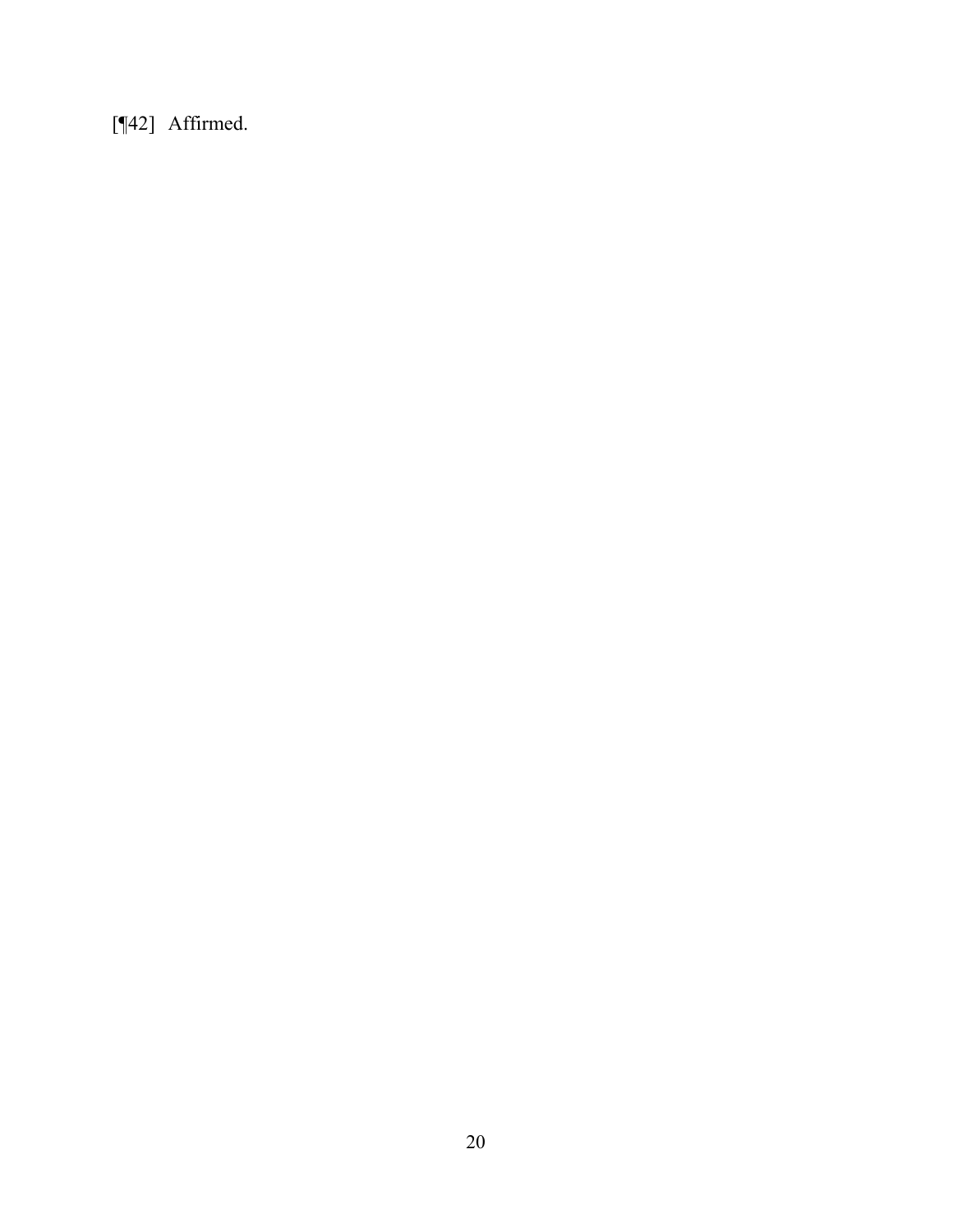[¶42] Affirmed.